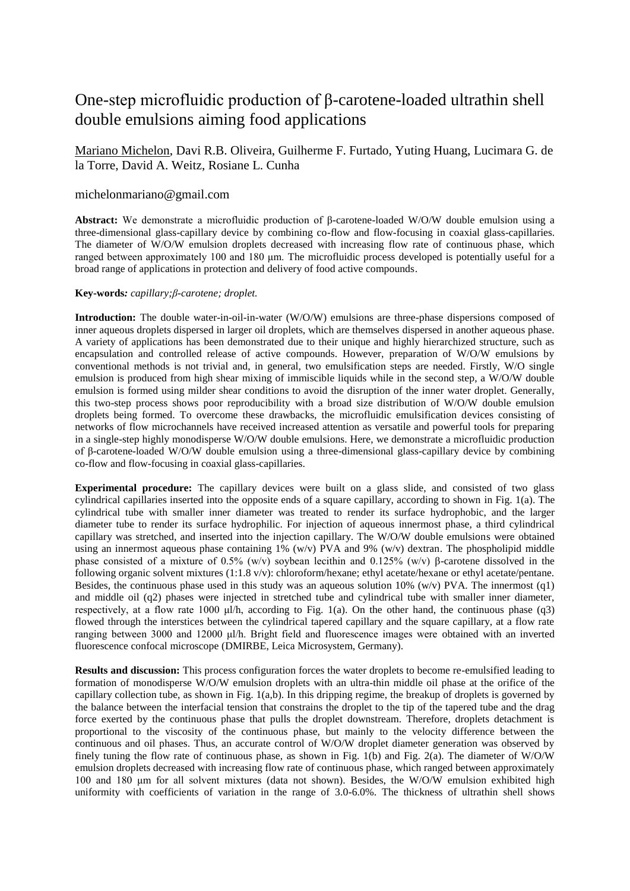# One-step microfluidic production of β-carotene-loaded ultrathin shell double emulsions aiming food applications

Mariano Michelon, Davi R.B. Oliveira, Guilherme F. Furtado, Yuting Huang, Lucimara G. de la Torre, David A. Weitz, Rosiane L. Cunha

michelonmariano@gmail.com

**Abstract:** We demonstrate a microfluidic production of β-carotene-loaded W/O/W double emulsion using a three-dimensional glass-capillary device by combining co-flow and flow-focusing in coaxial glass-capillaries. The diameter of W/O/W emulsion droplets decreased with increasing flow rate of continuous phase, which ranged between approximately 100 and 180 μm. The microfluidic process developed is potentially useful for a broad range of applications in protection and delivery of food active compounds.

**Key-words***:* *capillary;β-carotene; droplet.*

**Introduction:** The double water-in-oil-in-water (W/O/W) emulsions are three-phase dispersions composed of inner aqueous droplets dispersed in larger oil droplets, which are themselves dispersed in another aqueous phase. A variety of applications has been demonstrated due to their unique and highly hierarchized structure, such as encapsulation and controlled release of active compounds. However, preparation of W/O/W emulsions by conventional methods is not trivial and, in general, two emulsification steps are needed. Firstly, W/O single emulsion is produced from high shear mixing of immiscible liquids while in the second step, a W/O/W double emulsion is formed using milder shear conditions to avoid the disruption of the inner water droplet. Generally, this two-step process shows poor reproducibility with a broad size distribution of W/O/W double emulsion droplets being formed. To overcome these drawbacks, the microfluidic emulsification devices consisting of networks of flow microchannels have received increased attention as versatile and powerful tools for preparing in a single-step highly monodisperse W/O/W double emulsions. Here, we demonstrate a microfluidic production of β-carotene-loaded W/O/W double emulsion using a three-dimensional glass-capillary device by combining co-flow and flow-focusing in coaxial glass-capillaries.

**Experimental procedure:** The capillary devices were built on a glass slide, and consisted of two glass cylindrical capillaries inserted into the opposite ends of a square capillary, according to shown in Fig. 1(a). The cylindrical tube with smaller inner diameter was treated to render its surface hydrophobic, and the larger diameter tube to render its surface hydrophilic. For injection of aqueous innermost phase, a third cylindrical capillary was stretched, and inserted into the injection capillary. The W/O/W double emulsions were obtained using an innermost aqueous phase containing 1% (w/v) PVA and 9% (w/v) dextran. The phospholipid middle phase consisted of a mixture of 0.5% (w/v) soybean lecithin and 0.125% (w/v) β-carotene dissolved in the following organic solvent mixtures (1:1.8 v/v): chloroform/hexane; ethyl acetate/hexane or ethyl acetate/pentane. Besides, the continuous phase used in this study was an aqueous solution 10% (w/v) PVA. The innermost ($q1$) and middle oil ($q2$) phases were injected in stretched tube and cylindrical tube with smaller inner diameter, respectively, at a flow rate 1000 μl/h, according to Fig. 1(a). On the other hand, the continuous phase ($q3$) flowed through the interstices between the cylindrical tapered capillary and the square capillary, at a flow rate ranging between 3000 and 12000 μl/h. Bright field and fluorescence images were obtained with an inverted fluorescence confocal microscope (DMIRBE, Leica Microsystem, Germany).

**Results and discussion:** This process configuration forces the water droplets to become re-emulsified leading to formation of monodisperse W/O/W emulsion droplets with an ultra-thin middle oil phase at the orifice of the capillary collection tube, as shown in Fig. 1(a,b). In this dripping regime, the breakup of droplets is governed by the balance between the interfacial tension that constrains the droplet to the tip of the tapered tube and the drag force exerted by the continuous phase that pulls the droplet downstream. Therefore, droplets detachment is proportional to the viscosity of the continuous phase, but mainly to the velocity difference between the continuous and oil phases. Thus, an accurate control of W/O/W droplet diameter generation was observed by finely tuning the flow rate of continuous phase, as shown in Fig. 1(b) and Fig. 2(a). The diameter of W/O/W emulsion droplets decreased with increasing flow rate of continuous phase, which ranged between approximately 100 and 180 μm for all solvent mixtures (data not shown). Besides, the W/O/W emulsion exhibited high uniformity with coefficients of variation in the range of 3.0-6.0%. The thickness of ultrathin shell shows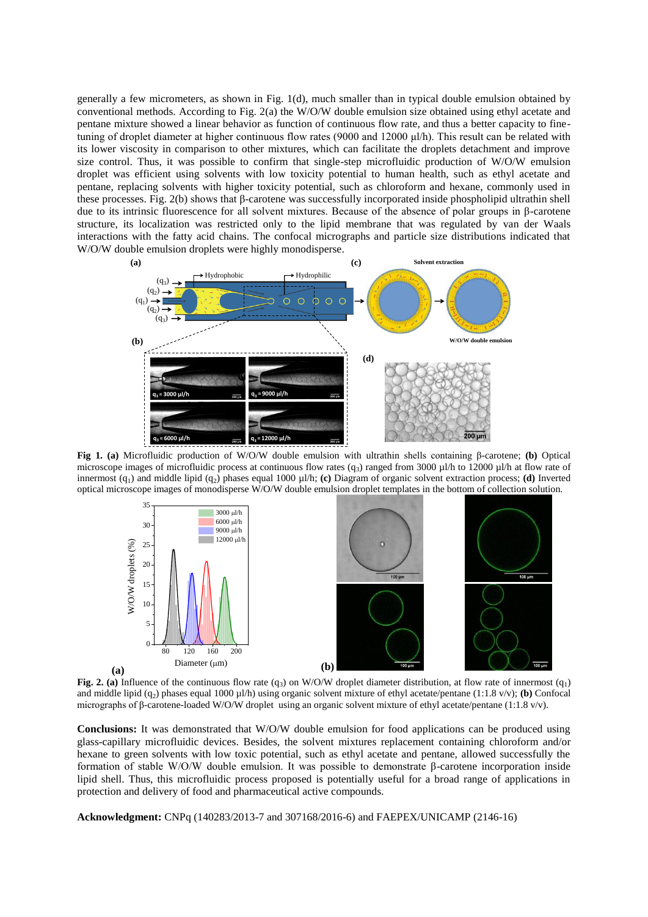generally a few micrometers, as shown in Fig. 1(d), much smaller than in typical double emulsion obtained by conventional methods. According to Fig. 2(a) the W/O/W double emulsion size obtained using ethyl acetate and pentane mixture showed a linear behavior as function of continuous flow rate, and thus a better capacity to fine-tuning of droplet diameter at higher continuous flow rates (9000 and 12000 µl/h). This result can be related with its lower viscosity in comparison to other mixtures, which can facilitate the droplets detachment and improve size control. Thus, it was possible to confirm that single-step microfluidic production of W/O/W emulsion droplet was efficient using solvents with low toxicity potential to human health, such as ethyl acetate and pentane, replacing solvents with higher toxicity potential, such as chloroform and hexane, commonly used in these processes. Fig. 2(b) shows that β-carotene was successfully incorporated inside phospholipid ultrathin shell due to its intrinsic fluorescence for all solvent mixtures. Because of the absence of polar groups in β-carotene structure, its localization was restricted only to the lipid membrane that was regulated by van der Waals interactions with the fatty acid chains. The confocal micrographs and particle size distributions indicated that W/O/W double emulsion droplets were highly monodisperse.

(a)
($q_3$)
($q_2$)
($q_1$)
($q_2$)
($q_3$)
Hydrophobic
Hydrophilic
(c)
Solvent extraction
W/O/W double emulsion
(b)
$q_3$ = 3000 µl/h
$q_3$ = 9000 µl/h
$q_3$ = 6000 µl/h
$q_3$ = 12000 µl/h
(d)
200 µm

**Fig 1. (a)** Microfluidic production of W/O/W double emulsion with ultrathin shells containing β-carotene; **(b)** Optical microscope images of microfluidic process at continuous flow rates ($q_3$) ranged from 3000 µl/h to 12000 µl/h at flow rate of innermost ($q_1$) and middle lipid ($q_2$) phases equal 1000 µl/h; **(c)** Diagram of organic solvent extraction process; **(d)** Inverted optical microscope images of monodisperse W/O/W double emulsion droplet templates in the bottom of collection solution.

(a)
W/O/W droplets (%)
Diameter (µm)
0
5
10
15
20
25
30
35
80
120
160
200
3000 µl/h
6000 µl/h
9000 µl/h
12000 µl/h
(b)
100 µm

**Fig. 2. (a)** Influence of the continuous flow rate ($q_3$) on W/O/W droplet diameter distribution, at flow rate of innermost ($q_1$) and middle lipid ($q_2$) phases equal 1000 µl/h) using organic solvent mixture of ethyl acetate/pentane (1:1.8 v/v); **(b)** Confocal micrographs of β-carotene-loaded W/O/W droplet using an organic solvent mixture of ethyl acetate/pentane (1:1.8 v/v).

**Conclusions:** It was demonstrated that W/O/W double emulsion for food applications can be produced using glass-capillary microfluidic devices. Besides, the solvent mixtures replacement containing chloroform and/or hexane to green solvents with low toxic potential, such as ethyl acetate and pentane, allowed successfully the formation of stable W/O/W double emulsion. It was possible to demonstrate β-carotene incorporation inside lipid shell. Thus, this microfluidic process proposed is potentially useful for a broad range of applications in protection and delivery of food and pharmaceutical active compounds.

**Acknowledgment:** CNPq (140283/2013-7 and 307168/2016-6) and FAEPEX/UNICAMP (2146-16)